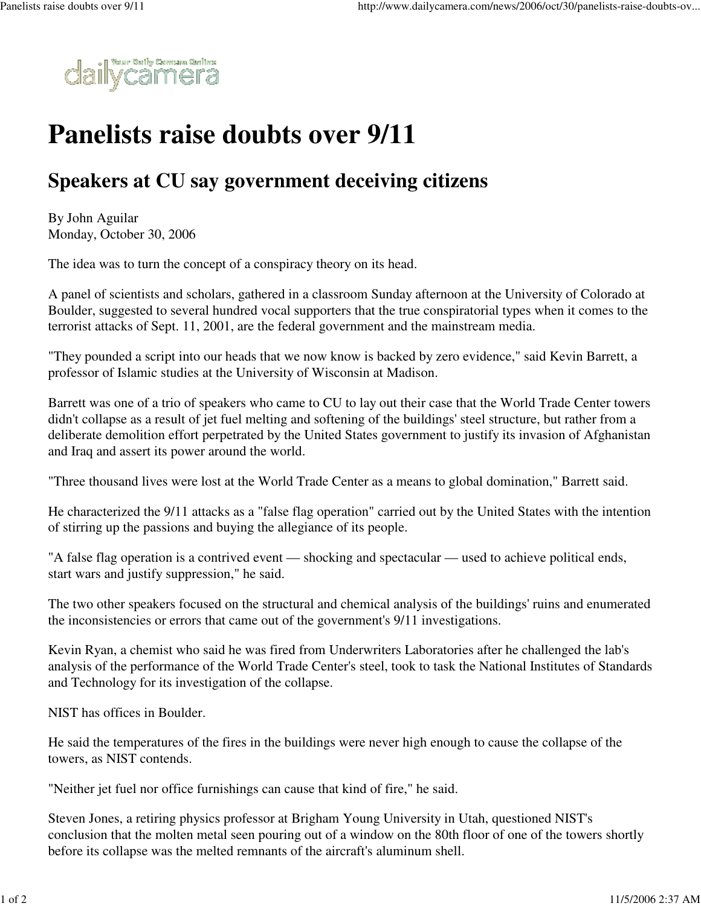# Panelists raise doubts over 9/11

## Speakers at CU say government deceiving citizens

By John Aguilar
Monday, October 30, 2006

The idea was to turn the concept of a conspiracy theory on its head.

A panel of scientists and scholars, gathered in a classroom Sunday afternoon at the University of Colorado at Boulder, suggested to several hundred vocal supporters that the true conspiratorial types when it comes to the terrorist attacks of Sept. 11, 2001, are the federal government and the mainstream media.

"They pounded a script into our heads that we now know is backed by zero evidence," said Kevin Barrett, a professor of Islamic studies at the University of Wisconsin at Madison.

Barrett was one of a trio of speakers who came to CU to lay out their case that the World Trade Center towers didn't collapse as a result of jet fuel melting and softening of the buildings' steel structure, but rather from a deliberate demolition effort perpetrated by the United States government to justify its invasion of Afghanistan and Iraq and assert its power around the world.

"Three thousand lives were lost at the World Trade Center as a means to global domination," Barrett said.

He characterized the 9/11 attacks as a "false flag operation" carried out by the United States with the intention of stirring up the passions and buying the allegiance of its people.

"A false flag operation is a contrived event — shocking and spectacular — used to achieve political ends, start wars and justify suppression," he said.

The two other speakers focused on the structural and chemical analysis of the buildings' ruins and enumerated the inconsistencies or errors that came out of the government's 9/11 investigations.

Kevin Ryan, a chemist who said he was fired from Underwriters Laboratories after he challenged the lab's analysis of the performance of the World Trade Center's steel, took to task the National Institutes of Standards and Technology for its investigation of the collapse.

NIST has offices in Boulder.

He said the temperatures of the fires in the buildings were never high enough to cause the collapse of the towers, as NIST contends.

"Neither jet fuel nor office furnishings can cause that kind of fire," he said.

Steven Jones, a retiring physics professor at Brigham Young University in Utah, questioned NIST's conclusion that the molten metal seen pouring out of a window on the 80th floor of one of the towers shortly before its collapse was the melted remnants of the aircraft's aluminum shell.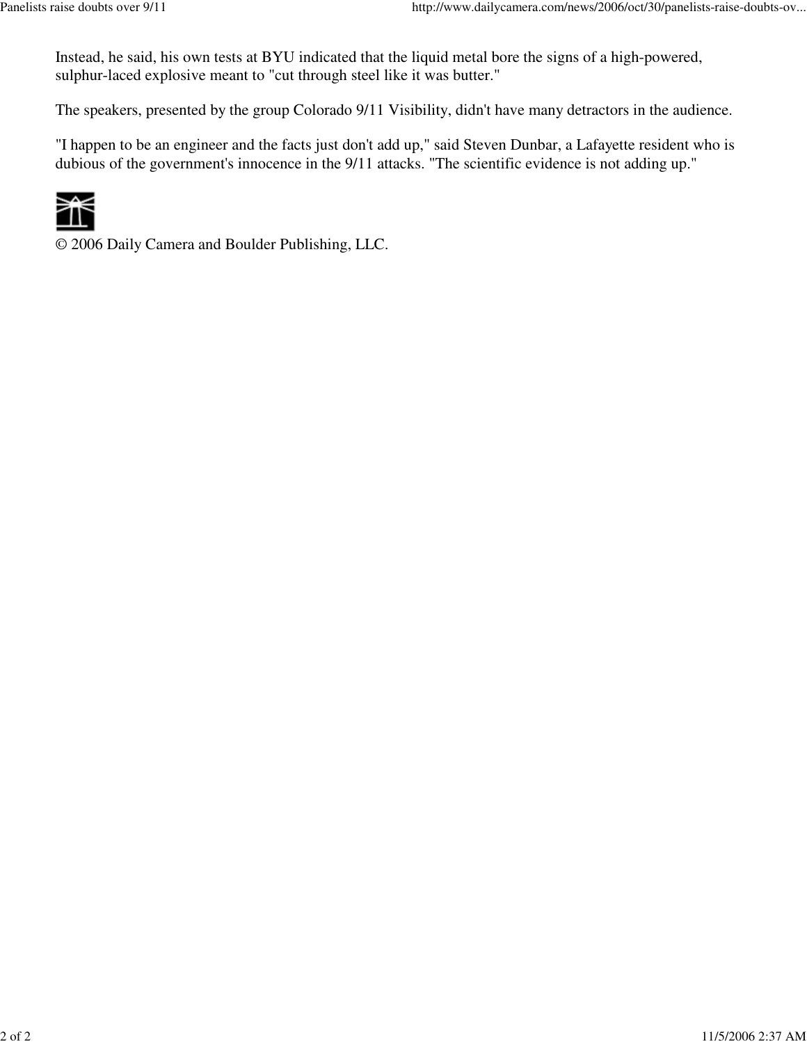Instead, he said, his own tests at BYU indicated that the liquid metal bore the signs of a high-powered, sulphur-laced explosive meant to "cut through steel like it was butter."

The speakers, presented by the group Colorado 9/11 Visibility, didn't have many detractors in the audience.

"I happen to be an engineer and the facts just don't add up," said Steven Dunbar, a Lafayette resident who is dubious of the government's innocence in the 9/11 attacks. "The scientific evidence is not adding up."

© 2006 Daily Camera and Boulder Publishing, LLC.